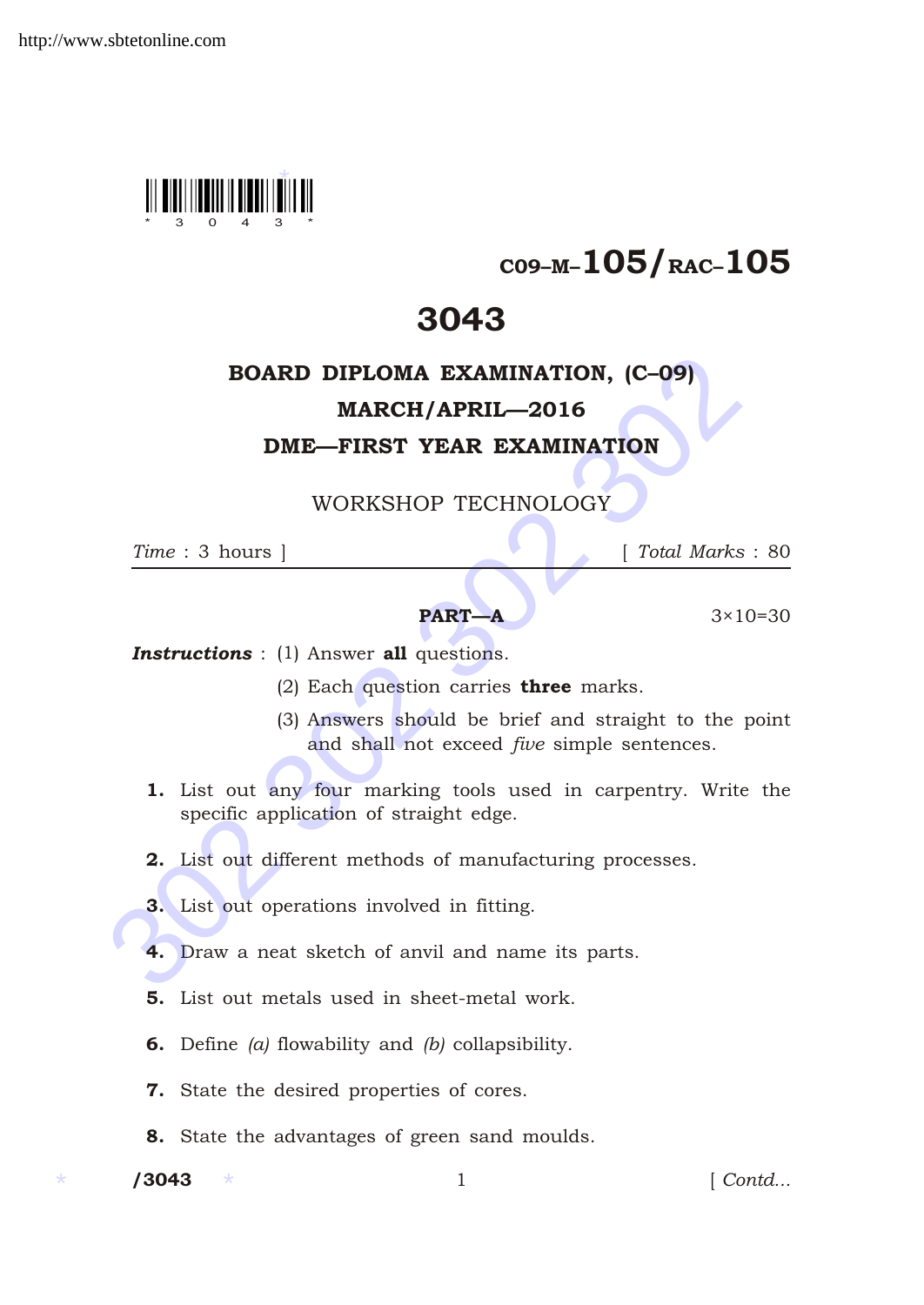C09–M–105/RAC–105

# 3043

## BOARD DIPLOMA EXAMINATION, (C–09)

## MARCH/APRIL—2016

## DME—FIRST YEAR EXAMINATION

### WORKSHOP TECHNOLOGY

*Time* : 3 hours ]  [ *Total Marks* : 80

---

**PART—A** 3×10=30

***Instructions*** : (1) Answer **all** questions.

(2) Each question carries **three** marks.

(3) Answers should be brief and straight to the point and shall not exceed *five* simple sentences.

**1.** List out any four marking tools used in carpentry. Write the specific application of straight edge.

**2.** List out different methods of manufacturing processes.

**3.** List out operations involved in fitting.

**4.** Draw a neat sketch of anvil and name its parts.

**5.** List out metals used in sheet-metal work.

**6.** Define *(a)* flowability and *(b)* collapsibility.

**7.** State the desired properties of cores.

**8.** State the advantages of green sand moulds.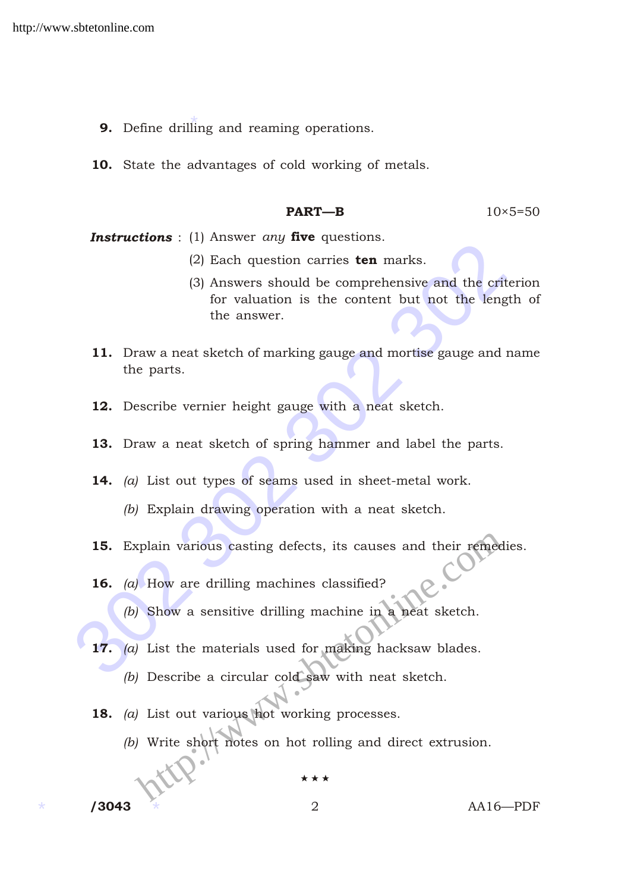9. Define drilling and reaming operations.

10. State the advantages of cold working of metals.

## PART—B

10×5=50

***Instructions*** : (1) Answer *any* **five** questions.

(2) Each question carries **ten** marks.

(3) Answers should be comprehensive and the criterion for valuation is the content but not the length of the answer.

11. Draw a neat sketch of marking gauge and mortise gauge and name the parts.

12. Describe vernier height gauge with a neat sketch.

13. Draw a neat sketch of spring hammer and label the parts.

14. *(a)* List out types of seams used in sheet-metal work.

    *(b)* Explain drawing operation with a neat sketch.

15. Explain various casting defects, its causes and their remedies.

16. *(a)* How are drilling machines classified?

    *(b)* Show a sensitive drilling machine in a neat sketch.

17. *(a)* List the materials used for making hacksaw blades.

    *(b)* Describe a circular cold saw with neat sketch.

18. *(a)* List out various hot working processes.

    *(b)* Write short notes on hot rolling and direct extrusion.

★ ★ ★

/3043 AA16—PDF